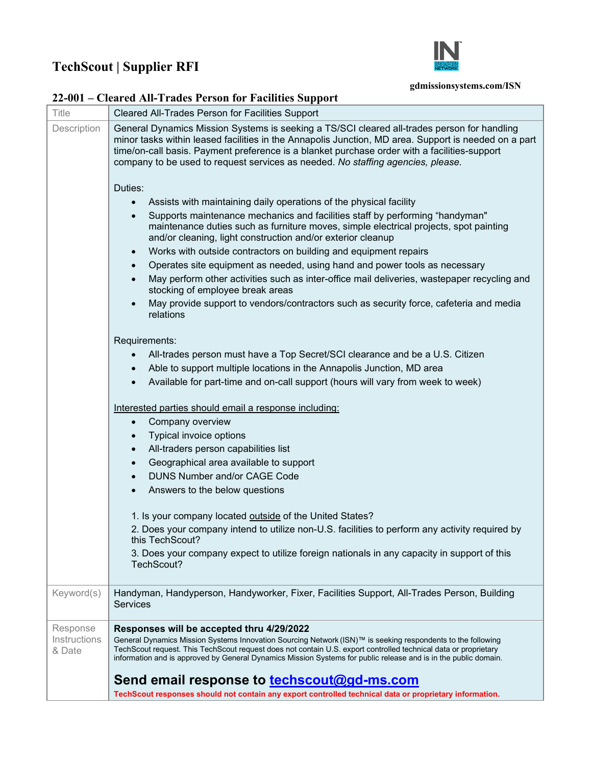# TechScout | Supplier RFI

gdmissionsystems.com/ISN

## 22-001 – Cleared All-Trades Person for Facilities Support

| | |
|---|---|
| Title | Cleared All-Trades Person for Facilities Support |
| Description | General Dynamics Mission Systems is seeking a TS/SCI cleared all-trades person for handling minor tasks within leased facilities in the Annapolis Junction, MD area. Support is needed on a part time/on-call basis. Payment preference is a blanket purchase order with a facilities-support company to be used to request services as needed. *No staffing agencies, please.*<br><br>Duties:<br>• Assists with maintaining daily operations of the physical facility<br>• Supports maintenance mechanics and facilities staff by performing "handyman" maintenance duties such as furniture moves, simple electrical projects, spot painting and/or cleaning, light construction and/or exterior cleanup<br>• Works with outside contractors on building and equipment repairs<br>• Operates site equipment as needed, using hand and power tools as necessary<br>• May perform other activities such as inter-office mail deliveries, wastepaper recycling and stocking of employee break areas<br>• May provide support to vendors/contractors such as security force, cafeteria and media relations<br><br>Requirements:<br>• All-trades person must have a Top Secret/SCI clearance and be a U.S. Citizen<br>• Able to support multiple locations in the Annapolis Junction, MD area<br>• Available for part-time and on-call support (hours will vary from week to week)<br><br>Interested parties should email a response including:<br>• Company overview<br>• Typical invoice options<br>• All-traders person capabilities list<br>• Geographical area available to support<br>• DUNS Number and/or CAGE Code<br>• Answers to the below questions<br><br>1. Is your company located outside of the United States?<br>2. Does your company intend to utilize non-U.S. facilities to perform any activity required by this TechScout?<br>3. Does your company expect to utilize foreign nationals in any capacity in support of this TechScout? |
| Keyword(s) | Handyman, Handyperson, Handyworker, Fixer, Facilities Support, All-Trades Person, Building Services |
| Response Instructions & Date | **Responses will be accepted thru 4/29/2022**<br>General Dynamics Mission Systems Innovation Sourcing Network (ISN)™ is seeking respondents to the following TechScout request. This TechScout request does not contain U.S. export controlled technical data or proprietary information and is approved by General Dynamics Mission Systems for public release and is in the public domain.<br><br>**Send email response to techscout@gd-ms.com**<br>**TechScout responses should not contain any export controlled technical data or proprietary information.** |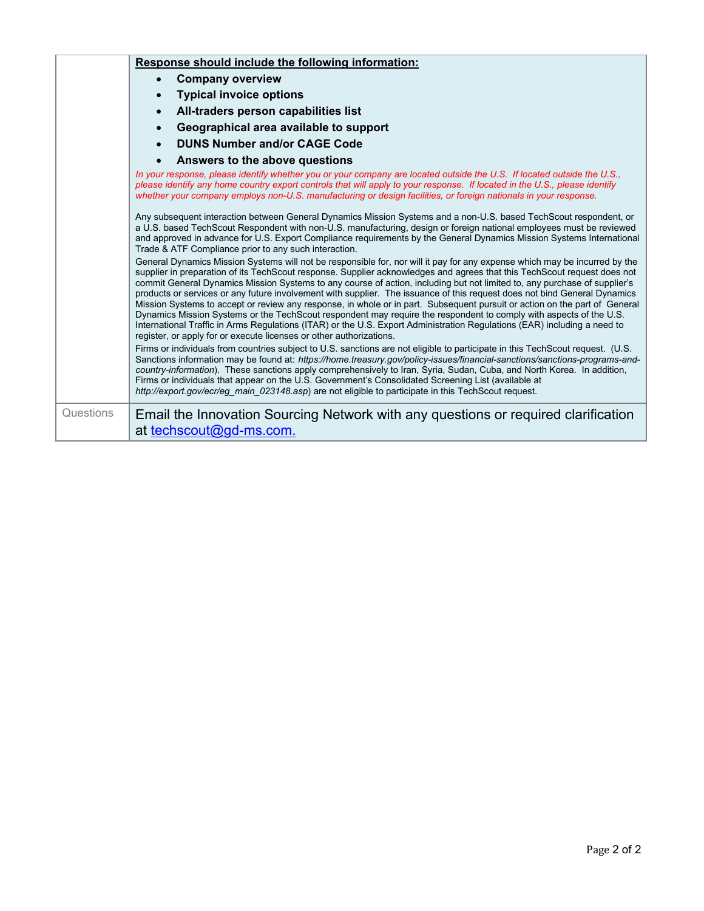| | |
|---|---|
| | **Response should include the following information:**<br>• **Company overview**<br>• **Typical invoice options**<br>• **All-traders person capabilities list**<br>• **Geographical area available to support**<br>• **DUNS Number and/or CAGE Code**<br>• **Answers to the above questions**<br>*In your response, please identify whether you or your company are located outside the U.S. If located outside the U.S., please identify any home country export controls that will apply to your response. If located in the U.S., please identify whether your company employs non-U.S. manufacturing or design facilities, or foreign nationals in your response.*<br><br>Any subsequent interaction between General Dynamics Mission Systems and a non-U.S. based TechScout respondent, or a U.S. based TechScout Respondent with non-U.S. manufacturing, design or foreign national employees must be reviewed and approved in advance for U.S. Export Compliance requirements by the General Dynamics Mission Systems International Trade & ATF Compliance prior to any such interaction.<br>General Dynamics Mission Systems will not be responsible for, nor will it pay for any expense which may be incurred by the supplier in preparation of its TechScout response. Supplier acknowledges and agrees that this TechScout request does not commit General Dynamics Mission Systems to any course of action, including but not limited to, any purchase of supplier's products or services or any future involvement with supplier. The issuance of this request does not bind General Dynamics Mission Systems to accept or review any response, in whole or in part. Subsequent pursuit or action on the part of General Dynamics Mission Systems or the TechScout respondent may require the respondent to comply with aspects of the U.S. International Traffic in Arms Regulations (ITAR) or the U.S. Export Administration Regulations (EAR) including a need to register, or apply for or execute licenses or other authorizations.<br>Firms or individuals from countries subject to U.S. sanctions are not eligible to participate in this TechScout request. (U.S. Sanctions information may be found at: *https://home.treasury.gov/policy-issues/financial-sanctions/sanctions-programs-and-country-information*). These sanctions apply comprehensively to Iran, Syria, Sudan, Cuba, and North Korea. In addition, Firms or individuals that appear on the U.S. Government's Consolidated Screening List (available at *http://export.gov/ecr/eg_main_023148.asp*) are not eligible to participate in this TechScout request. |
| Questions | Email the Innovation Sourcing Network with any questions or required clarification at techscout@gd-ms.com. |